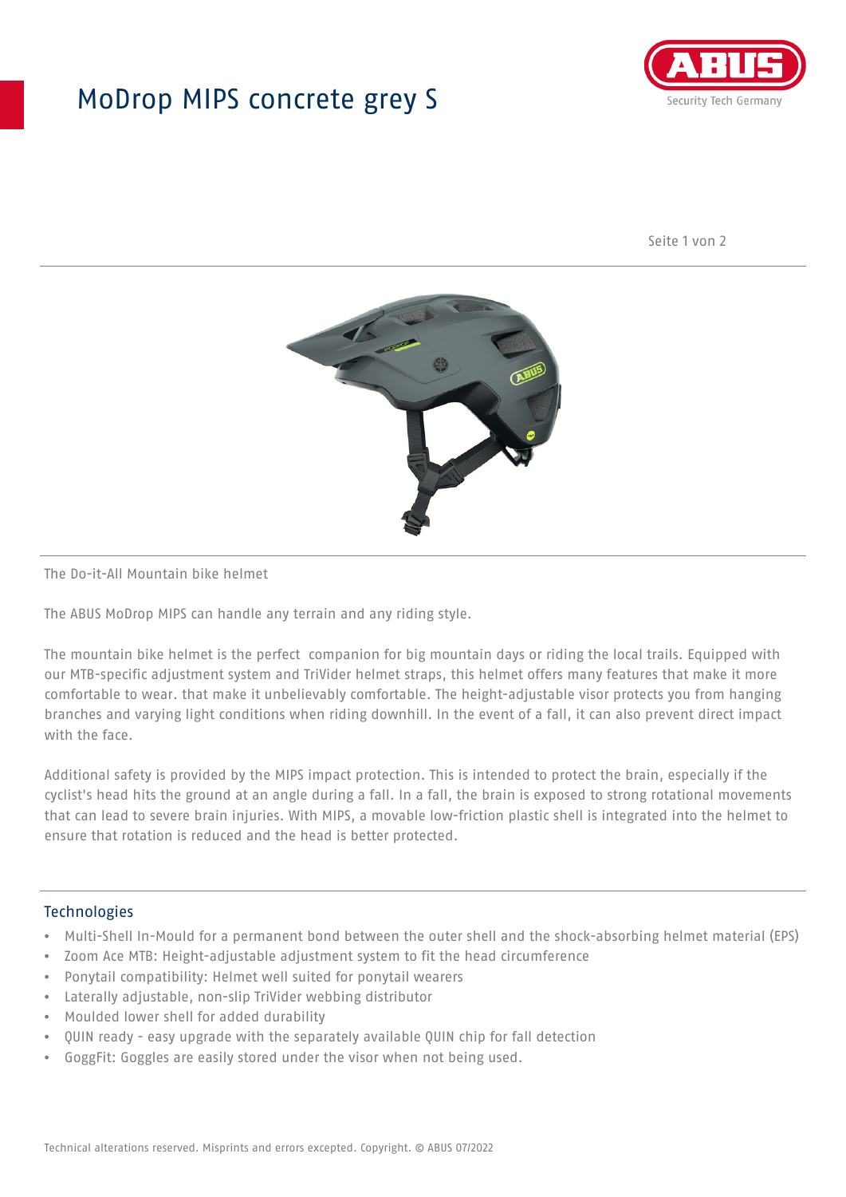# ModDrop MIPS concrete grey S

The Do-it-All Mountain bike helmet

The ABUS MoDrop MIPS can handle any terrain and any riding style.

The mountain bike helmet is the perfect companion for big mountain days or riding the local trails. Equipped with our MTB-specific adjustment system and TriVider helmet straps, this helmet offers many features that make it more comfortable to wear. that make it unbelievably comfortable. The height-adjustable visor protects you from hanging branches and varying light conditions when riding downhill. In the event of a fall, it can also prevent direct impact with the face.

Additional safety is provided by the MIPS impact protection. This is intended to protect the brain, especially if the cyclist's head hits the ground at an angle during a fall. In a fall, the brain is exposed to strong rotational movements that can lead to severe brain injuries. With MIPS, a movable low-friction plastic shell is integrated into the helmet to ensure that rotation is reduced and the head is better protected.

## Technologies

- Multi-Shell In-Mould for a permanent bond between the outer shell and the shock-absorbing helmet material (EPS)
- Zoom Ace MTB: Height-adjustable adjustment system to fit the head circumference
- Ponytail compatibility: Helmet well suited for ponytail wearers
- Laterally adjustable, non-slip TriVider webbing distributor
- Moulded lower shell for added durability
- QUIN ready - easy upgrade with the separately available QUIN chip for fall detection
- GoggFit: Goggles are easily stored under the visor when not being used.

Technical alterations reserved. Misprints and errors excepted. Copyright. © ABUS 07/2022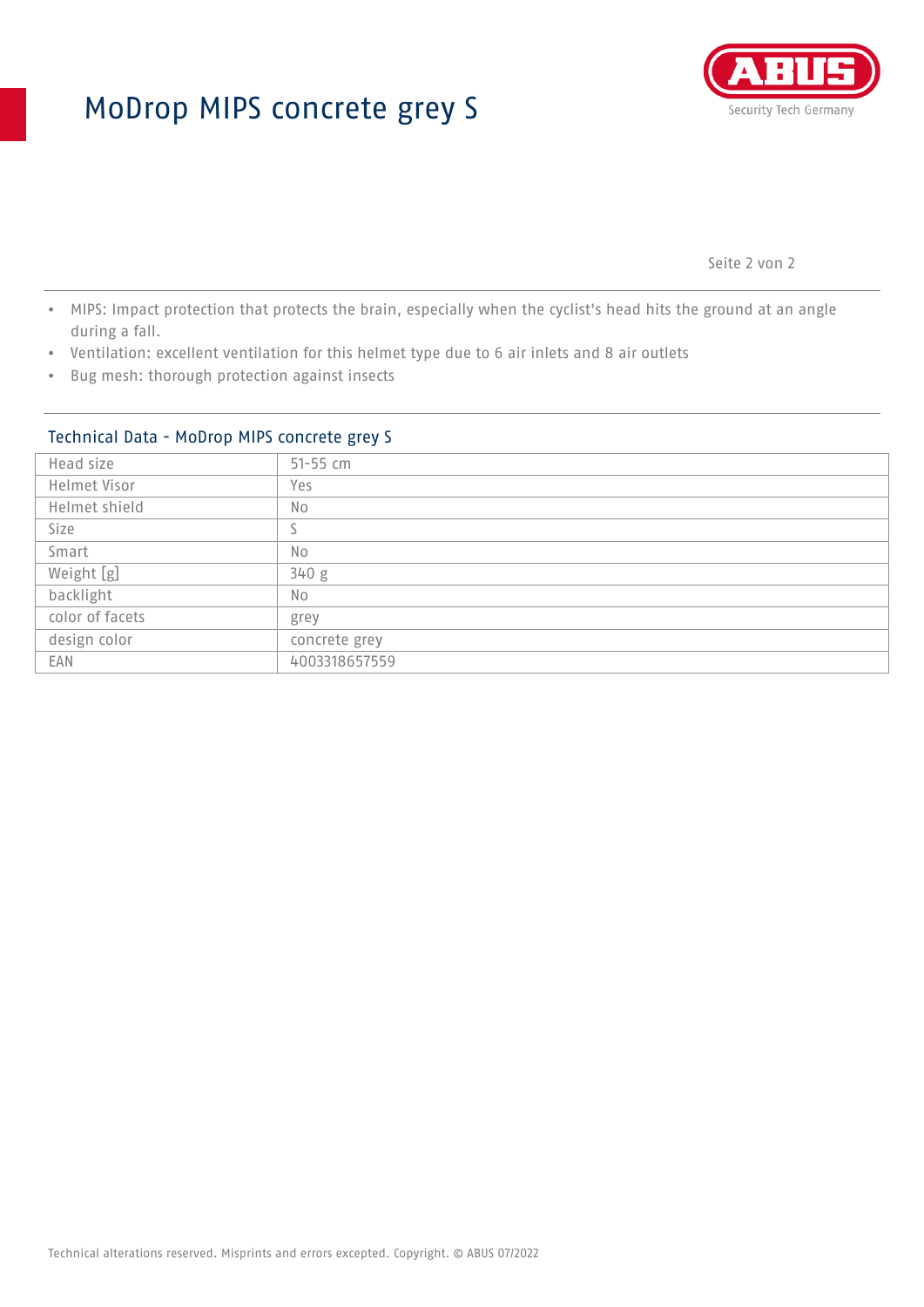- MIPS: Impact protection that protects the brain, especially when the cyclist's head hits the ground at an angle during a fall.
- Ventilation: excellent ventilation for this helmet type due to 6 air inlets and 8 air outlets
- Bug mesh: thorough protection against insects

## Technical Data - MoDrop MIPS concrete grey S

| | |
|---|---|
| Head size | 51-55 cm |
| Helmet Visor | Yes |
| Helmet shield | No |
| Size | S |
| Smart | No |
| Weight [g] | 340 g |
| backlight | No |
| color of facets | grey |
| design color | concrete grey |
| EAN | 4003318657559 |

Technical alterations reserved. Misprints and errors excepted. Copyright. © ABUS 07/2022